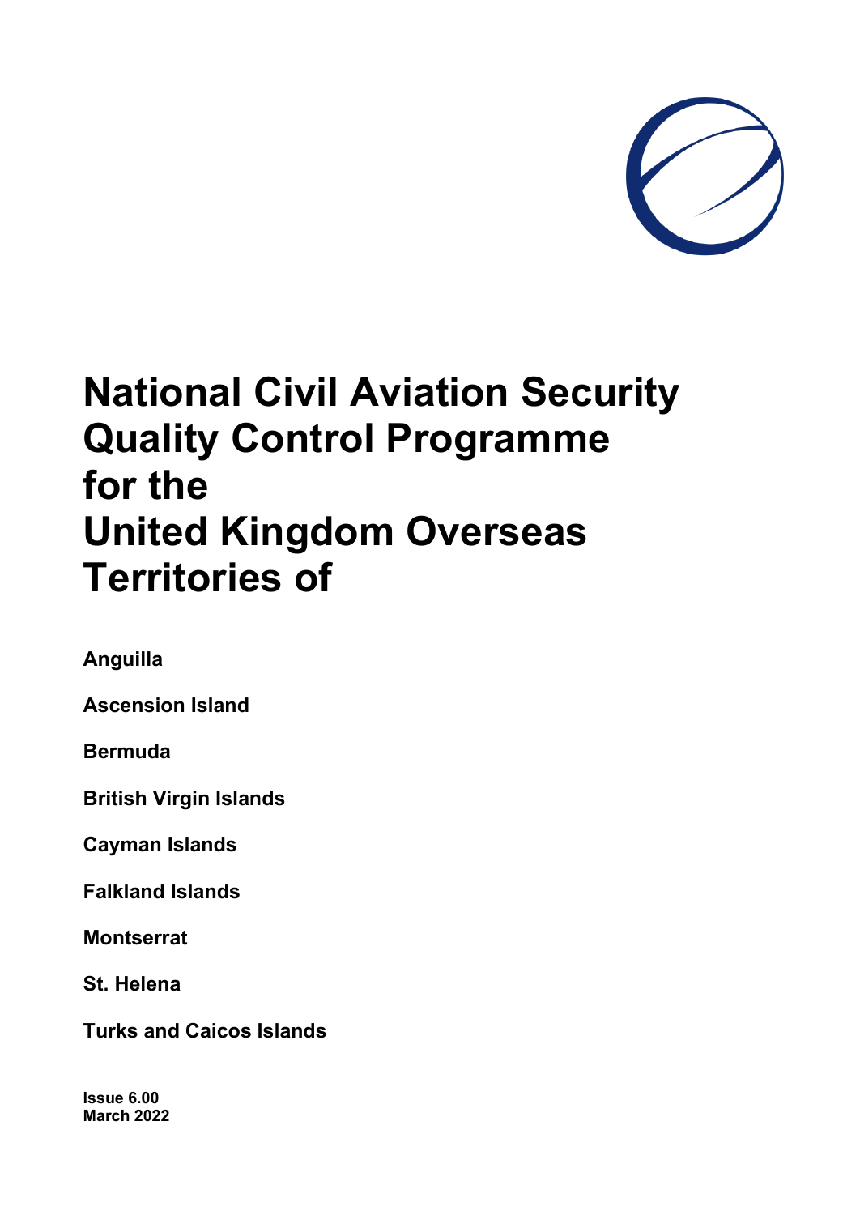# National Civil Aviation Security Quality Control Programme for the United Kingdom Overseas Territories of

**Anguilla**

**Ascension Island**

**Bermuda**

**British Virgin Islands**

**Cayman Islands**

**Falkland Islands**

**Montserrat**

**St. Helena**

**Turks and Caicos Islands**

**Issue 6.00**
**March 2022**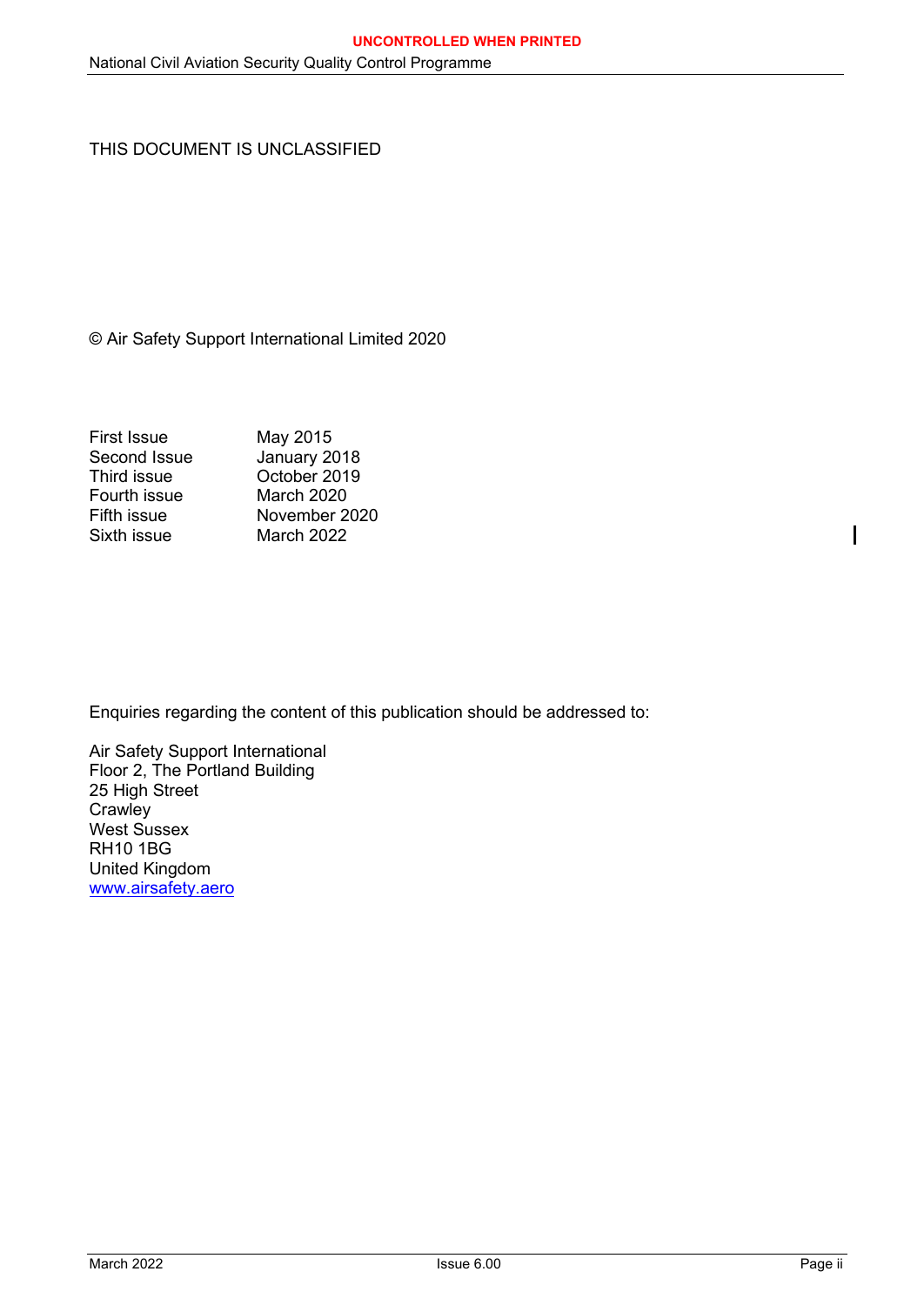THIS DOCUMENT IS UNCLASSIFIED

© Air Safety Support International Limited 2020

| | |
|---|---|
| First Issue | May 2015 |
| Second Issue | January 2018 |
| Third issue | October 2019 |
| Fourth issue | March 2020 |
| Fifth issue | November 2020 |
| Sixth issue | March 2022 |

Enquiries regarding the content of this publication should be addressed to:

Air Safety Support International
Floor 2, The Portland Building
25 High Street
Crawley
West Sussex
RH10 1BG
United Kingdom
www.airsafety.aero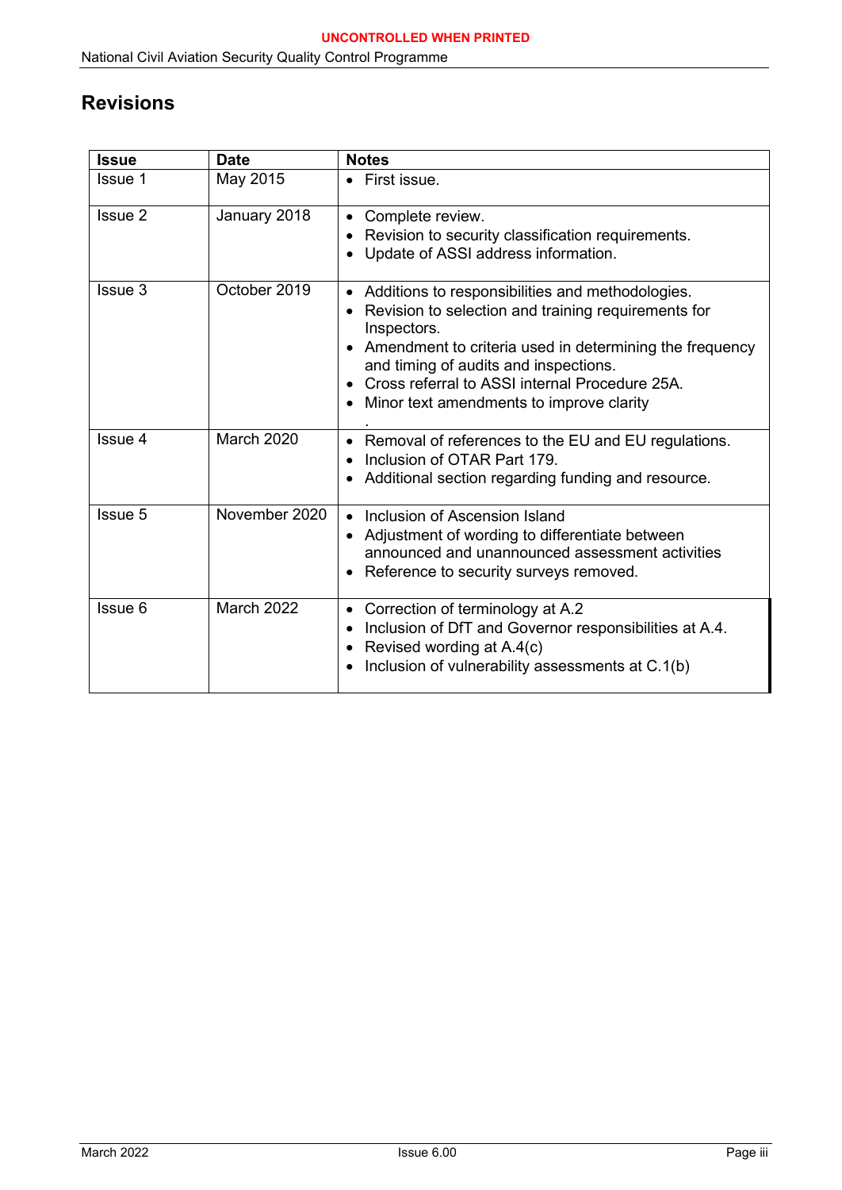## Revisions

| Issue | Date | Notes |
|---|---|---|
| Issue 1 | May 2015 | • First issue. |
| Issue 2 | January 2018 | • Complete review.<br>• Revision to security classification requirements.<br>• Update of ASSI address information. |
| Issue 3 | October 2019 | • Additions to responsibilities and methodologies.<br>• Revision to selection and training requirements for Inspectors.<br>• Amendment to criteria used in determining the frequency and timing of audits and inspections.<br>• Cross referral to ASSI internal Procedure 25A.<br>• Minor text amendments to improve clarity<br>. |
| Issue 4 | March 2020 | • Removal of references to the EU and EU regulations.<br>• Inclusion of OTAR Part 179.<br>• Additional section regarding funding and resource. |
| Issue 5 | November 2020 | • Inclusion of Ascension Island<br>• Adjustment of wording to differentiate between announced and unannounced assessment activities<br>• Reference to security surveys removed. |
| Issue 6 | March 2022 | • Correction of terminology at A.2<br>• Inclusion of DfT and Governor responsibilities at A.4.<br>• Revised wording at A.4(c)<br>• Inclusion of vulnerability assessments at C.1(b) |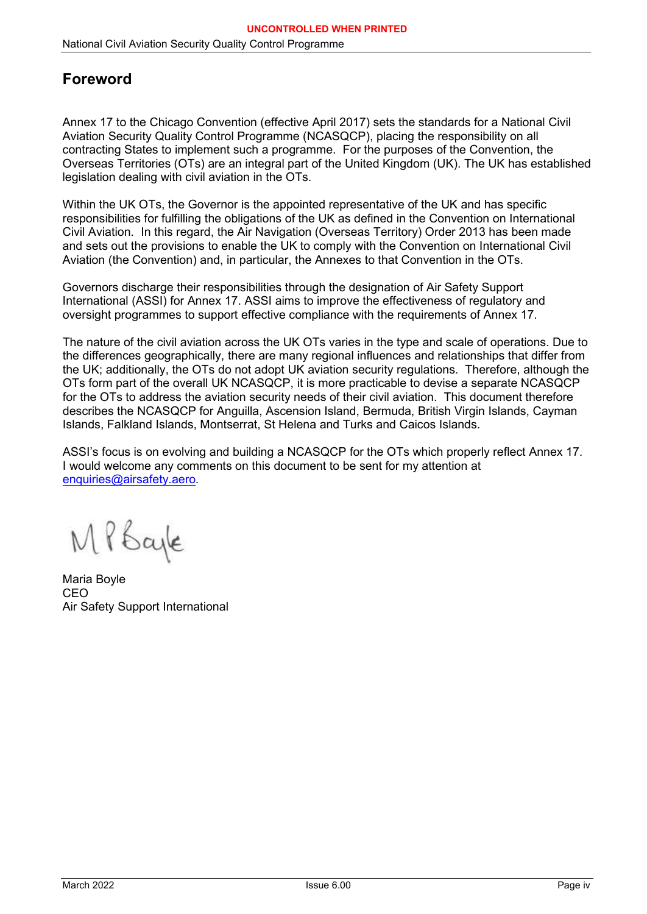# Foreword

Annex 17 to the Chicago Convention (effective April 2017) sets the standards for a National Civil Aviation Security Quality Control Programme (NCASQCP), placing the responsibility on all contracting States to implement such a programme. For the purposes of the Convention, the Overseas Territories (OTs) are an integral part of the United Kingdom (UK). The UK has established legislation dealing with civil aviation in the OTs.

Within the UK OTs, the Governor is the appointed representative of the UK and has specific responsibilities for fulfilling the obligations of the UK as defined in the Convention on International Civil Aviation. In this regard, the Air Navigation (Overseas Territory) Order 2013 has been made and sets out the provisions to enable the UK to comply with the Convention on International Civil Aviation (the Convention) and, in particular, the Annexes to that Convention in the OTs.

Governors discharge their responsibilities through the designation of Air Safety Support International (ASSI) for Annex 17. ASSI aims to improve the effectiveness of regulatory and oversight programmes to support effective compliance with the requirements of Annex 17.

The nature of the civil aviation across the UK OTs varies in the type and scale of operations. Due to the differences geographically, there are many regional influences and relationships that differ from the UK; additionally, the OTs do not adopt UK aviation security regulations. Therefore, although the OTs form part of the overall UK NCASQCP, it is more practicable to devise a separate NCASQCP for the OTs to address the aviation security needs of their civil aviation. This document therefore describes the NCASQCP for Anguilla, Ascension Island, Bermuda, British Virgin Islands, Cayman Islands, Falkland Islands, Montserrat, St Helena and Turks and Caicos Islands.

ASSI's focus is on evolving and building a NCASQCP for the OTs which properly reflect Annex 17. I would welcome any comments on this document to be sent for my attention at enquiries@airsafety.aero.

M P Boyle

Maria Boyle
CEO
Air Safety Support International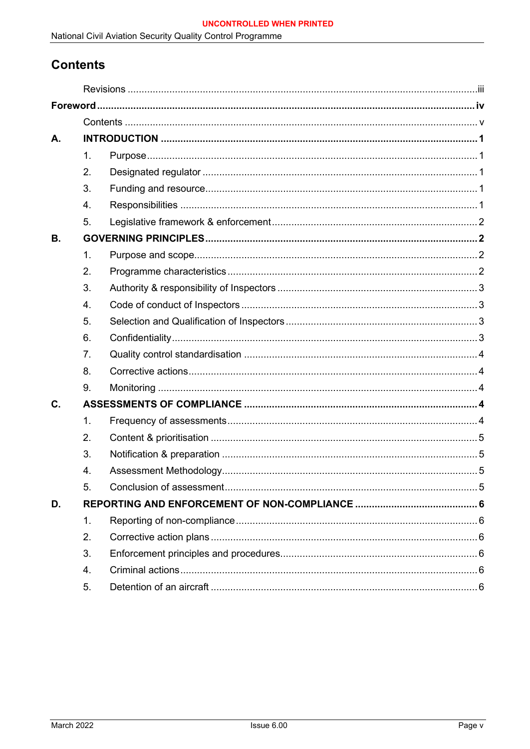## Contents

- Revisions ..... iii

**Foreword ..... iv**

- Contents ..... v

**A. INTRODUCTION ..... 1**

1. Purpose ..... 1
2. Designated regulator ..... 1
3. Funding and resource ..... 1
4. Responsibilities ..... 1
5. Legislative framework & enforcement ..... 2

**B. GOVERNING PRINCIPLES ..... 2**

1. Purpose and scope ..... 2
2. Programme characteristics ..... 2
3. Authority & responsibility of Inspectors ..... 3
4. Code of conduct of Inspectors ..... 3
5. Selection and Qualification of Inspectors ..... 3
6. Confidentiality ..... 3
7. Quality control standardisation ..... 4
8. Corrective actions ..... 4
9. Monitoring ..... 4

**C. ASSESSMENTS OF COMPLIANCE ..... 4**

1. Frequency of assessments ..... 4
2. Content & prioritisation ..... 5
3. Notification & preparation ..... 5
4. Assessment Methodology ..... 5
5. Conclusion of assessment ..... 5

**D. REPORTING AND ENFORCEMENT OF NON-COMPLIANCE ..... 6**

1. Reporting of non-compliance ..... 6
2. Corrective action plans ..... 6
3. Enforcement principles and procedures ..... 6
4. Criminal actions ..... 6
5. Detention of an aircraft ..... 6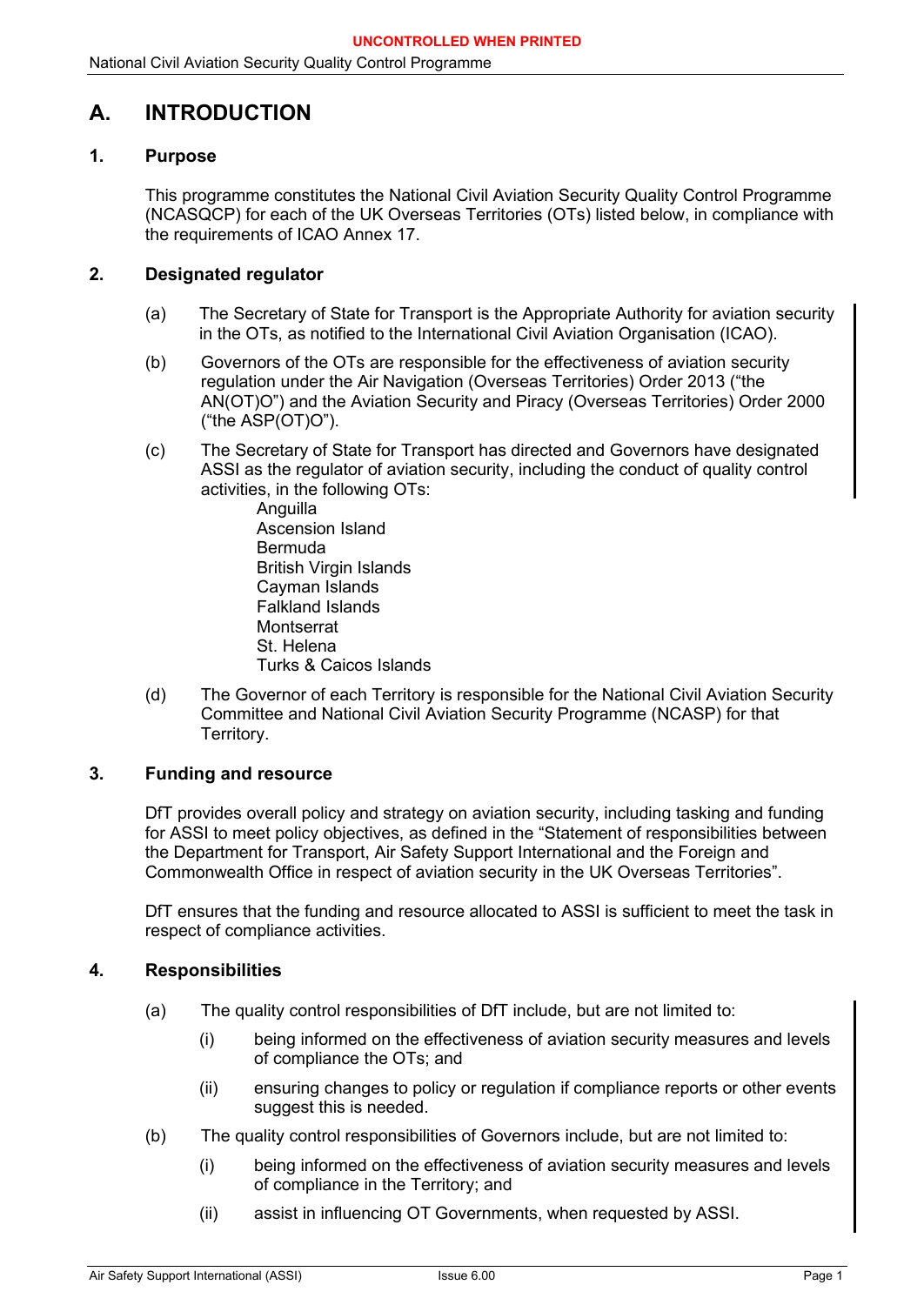# A. INTRODUCTION

## 1. Purpose

This programme constitutes the National Civil Aviation Security Quality Control Programme (NCASQCP) for each of the UK Overseas Territories (OTs) listed below, in compliance with the requirements of ICAO Annex 17.

## 2. Designated regulator

(a) The Secretary of State for Transport is the Appropriate Authority for aviation security in the OTs, as notified to the International Civil Aviation Organisation (ICAO).

(b) Governors of the OTs are responsible for the effectiveness of aviation security regulation under the Air Navigation (Overseas Territories) Order 2013 ("the AN(OT)O") and the Aviation Security and Piracy (Overseas Territories) Order 2000 ("the ASP(OT)O").

(c) The Secretary of State for Transport has directed and Governors have designated ASSI as the regulator of aviation security, including the conduct of quality control activities, in the following OTs:

- Anguilla
- Ascension Island
- Bermuda
- British Virgin Islands
- Cayman Islands
- Falkland Islands
- Montserrat
- St. Helena
- Turks & Caicos Islands

(d) The Governor of each Territory is responsible for the National Civil Aviation Security Committee and National Civil Aviation Security Programme (NCASP) for that Territory.

## 3. Funding and resource

DfT provides overall policy and strategy on aviation security, including tasking and funding for ASSI to meet policy objectives, as defined in the "Statement of responsibilities between the Department for Transport, Air Safety Support International and the Foreign and Commonwealth Office in respect of aviation security in the UK Overseas Territories".

DfT ensures that the funding and resource allocated to ASSI is sufficient to meet the task in respect of compliance activities.

## 4. Responsibilities

(a) The quality control responsibilities of DfT include, but are not limited to:

(i) being informed on the effectiveness of aviation security measures and levels of compliance the OTs; and

(ii) ensuring changes to policy or regulation if compliance reports or other events suggest this is needed.

(b) The quality control responsibilities of Governors include, but are not limited to:

(i) being informed on the effectiveness of aviation security measures and levels of compliance in the Territory; and

(ii) assist in influencing OT Governments, when requested by ASSI.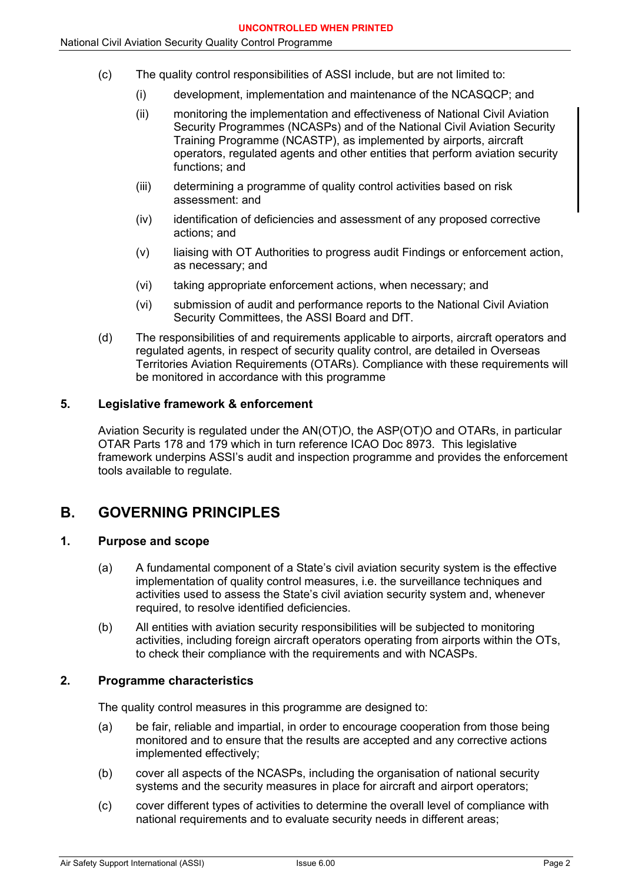(c) The quality control responsibilities of ASSI include, but are not limited to:

  (i) development, implementation and maintenance of the NCASQCP; and

  (ii) monitoring the implementation and effectiveness of National Civil Aviation Security Programmes (NCASPs) and of the National Civil Aviation Security Training Programme (NCASTP), as implemented by airports, aircraft operators, regulated agents and other entities that perform aviation security functions; and

  (iii) determining a programme of quality control activities based on risk assessment: and

  (iv) identification of deficiencies and assessment of any proposed corrective actions; and

  (v) liaising with OT Authorities to progress audit Findings or enforcement action, as necessary; and

  (vi) taking appropriate enforcement actions, when necessary; and

  (vi) submission of audit and performance reports to the National Civil Aviation Security Committees, the ASSI Board and DfT.

(d) The responsibilities of and requirements applicable to airports, aircraft operators and regulated agents, in respect of security quality control, are detailed in Overseas Territories Aviation Requirements (OTARs). Compliance with these requirements will be monitored in accordance with this programme

### 5. Legislative framework & enforcement

Aviation Security is regulated under the AN(OT)O, the ASP(OT)O and OTARs, in particular OTAR Parts 178 and 179 which in turn reference ICAO Doc 8973. This legislative framework underpins ASSI's audit and inspection programme and provides the enforcement tools available to regulate.

## B. GOVERNING PRINCIPLES

### 1. Purpose and scope

(a) A fundamental component of a State's civil aviation security system is the effective implementation of quality control measures, i.e. the surveillance techniques and activities used to assess the State's civil aviation security system and, whenever required, to resolve identified deficiencies.

(b) All entities with aviation security responsibilities will be subjected to monitoring activities, including foreign aircraft operators operating from airports within the OTs, to check their compliance with the requirements and with NCASPs.

### 2. Programme characteristics

The quality control measures in this programme are designed to:

(a) be fair, reliable and impartial, in order to encourage cooperation from those being monitored and to ensure that the results are accepted and any corrective actions implemented effectively;

(b) cover all aspects of the NCASPs, including the organisation of national security systems and the security measures in place for aircraft and airport operators;

(c) cover different types of activities to determine the overall level of compliance with national requirements and to evaluate security needs in different areas;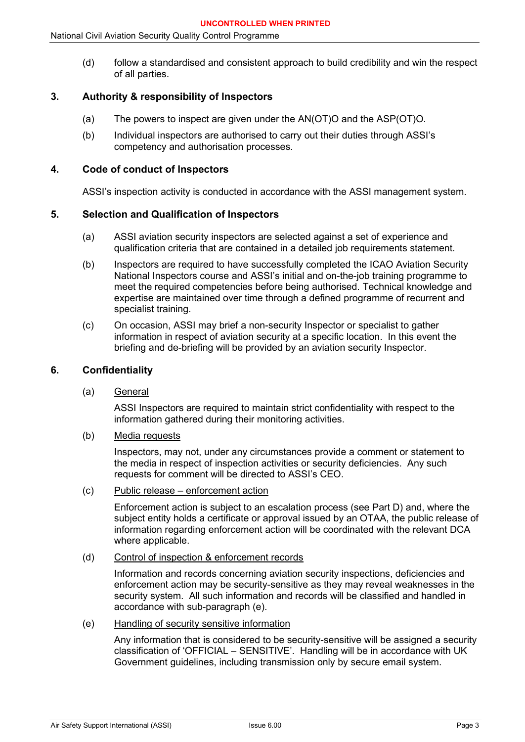(d) follow a standardised and consistent approach to build credibility and win the respect of all parties.

## 3. Authority & responsibility of Inspectors

(a) The powers to inspect are given under the AN(OT)O and the ASP(OT)O.

(b) Individual inspectors are authorised to carry out their duties through ASSI's competency and authorisation processes.

## 4. Code of conduct of Inspectors

ASSI's inspection activity is conducted in accordance with the ASSI management system.

## 5. Selection and Qualification of Inspectors

(a) ASSI aviation security inspectors are selected against a set of experience and qualification criteria that are contained in a detailed job requirements statement.

(b) Inspectors are required to have successfully completed the ICAO Aviation Security National Inspectors course and ASSI's initial and on-the-job training programme to meet the required competencies before being authorised. Technical knowledge and expertise are maintained over time through a defined programme of recurrent and specialist training.

(c) On occasion, ASSI may brief a non-security Inspector or specialist to gather information in respect of aviation security at a specific location. In this event the briefing and de-briefing will be provided by an aviation security Inspector.

## 6. Confidentiality

(a) General

ASSI Inspectors are required to maintain strict confidentiality with respect to the information gathered during their monitoring activities.

(b) Media requests

Inspectors, may not, under any circumstances provide a comment or statement to the media in respect of inspection activities or security deficiencies. Any such requests for comment will be directed to ASSI's CEO.

(c) Public release – enforcement action

Enforcement action is subject to an escalation process (see Part D) and, where the subject entity holds a certificate or approval issued by an OTAA, the public release of information regarding enforcement action will be coordinated with the relevant DCA where applicable.

(d) Control of inspection & enforcement records

Information and records concerning aviation security inspections, deficiencies and enforcement action may be security-sensitive as they may reveal weaknesses in the security system. All such information and records will be classified and handled in accordance with sub-paragraph (e).

(e) Handling of security sensitive information

Any information that is considered to be security-sensitive will be assigned a security classification of 'OFFICIAL – SENSITIVE'. Handling will be in accordance with UK Government guidelines, including transmission only by secure email system.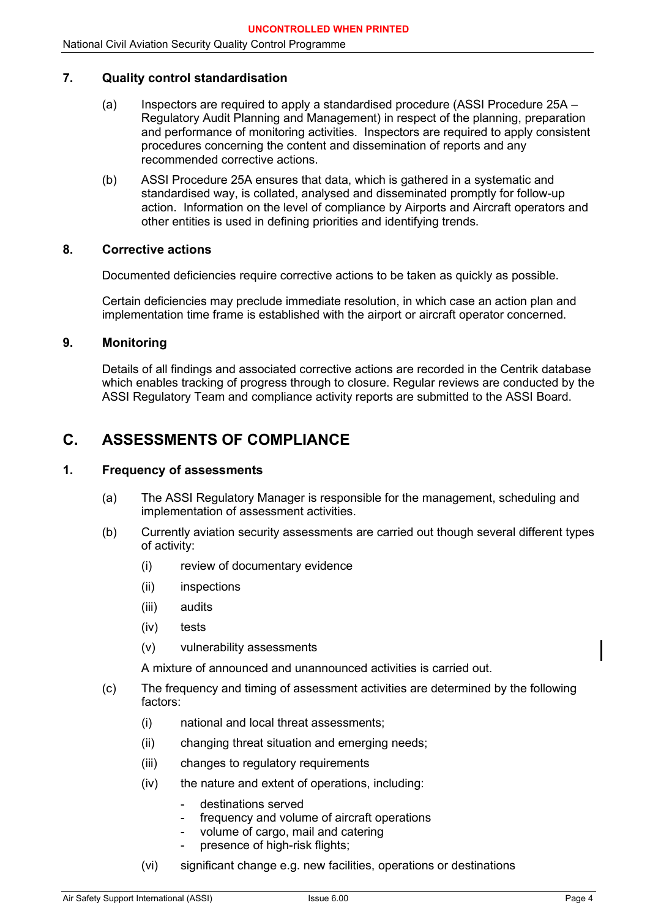### 7. Quality control standardisation

(a) Inspectors are required to apply a standardised procedure (ASSI Procedure 25A – Regulatory Audit Planning and Management) in respect of the planning, preparation and performance of monitoring activities. Inspectors are required to apply consistent procedures concerning the content and dissemination of reports and any recommended corrective actions.

(b) ASSI Procedure 25A ensures that data, which is gathered in a systematic and standardised way, is collated, analysed and disseminated promptly for follow-up action. Information on the level of compliance by Airports and Aircraft operators and other entities is used in defining priorities and identifying trends.

### 8. Corrective actions

Documented deficiencies require corrective actions to be taken as quickly as possible.

Certain deficiencies may preclude immediate resolution, in which case an action plan and implementation time frame is established with the airport or aircraft operator concerned.

### 9. Monitoring

Details of all findings and associated corrective actions are recorded in the Centrik database which enables tracking of progress through to closure. Regular reviews are conducted by the ASSI Regulatory Team and compliance activity reports are submitted to the ASSI Board.

## C. ASSESSMENTS OF COMPLIANCE

### 1. Frequency of assessments

(a) The ASSI Regulatory Manager is responsible for the management, scheduling and implementation of assessment activities.

(b) Currently aviation security assessments are carried out though several different types of activity:

(i) review of documentary evidence

(ii) inspections

(iii) audits

(iv) tests

(v) vulnerability assessments

A mixture of announced and unannounced activities is carried out.

(c) The frequency and timing of assessment activities are determined by the following factors:

(i) national and local threat assessments;

(ii) changing threat situation and emerging needs;

(iii) changes to regulatory requirements

(iv) the nature and extent of operations, including:

- destinations served
- frequency and volume of aircraft operations
- volume of cargo, mail and catering
- presence of high-risk flights;

(vi) significant change e.g. new facilities, operations or destinations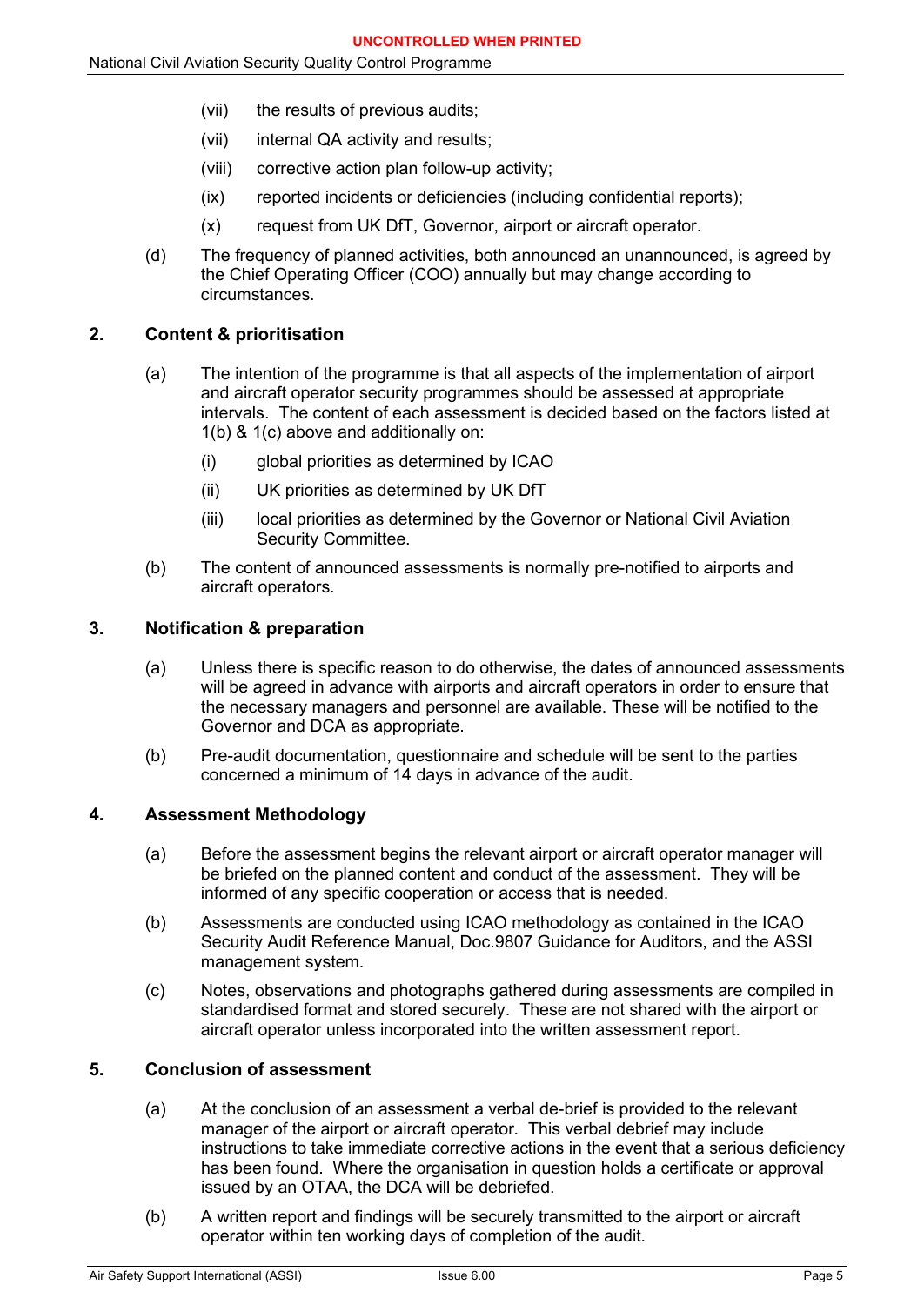(vii) the results of previous audits;

(vii) internal QA activity and results;

(viii) corrective action plan follow-up activity;

(ix) reported incidents or deficiencies (including confidential reports);

(x) request from UK DfT, Governor, airport or aircraft operator.

(d) The frequency of planned activities, both announced an unannounced, is agreed by the Chief Operating Officer (COO) annually but may change according to circumstances.

## 2. Content & prioritisation

(a) The intention of the programme is that all aspects of the implementation of airport and aircraft operator security programmes should be assessed at appropriate intervals. The content of each assessment is decided based on the factors listed at 1(b) & 1(c) above and additionally on:

(i) global priorities as determined by ICAO

(ii) UK priorities as determined by UK DfT

(iii) local priorities as determined by the Governor or National Civil Aviation Security Committee.

(b) The content of announced assessments is normally pre-notified to airports and aircraft operators.

## 3. Notification & preparation

(a) Unless there is specific reason to do otherwise, the dates of announced assessments will be agreed in advance with airports and aircraft operators in order to ensure that the necessary managers and personnel are available. These will be notified to the Governor and DCA as appropriate.

(b) Pre-audit documentation, questionnaire and schedule will be sent to the parties concerned a minimum of 14 days in advance of the audit.

## 4. Assessment Methodology

(a) Before the assessment begins the relevant airport or aircraft operator manager will be briefed on the planned content and conduct of the assessment. They will be informed of any specific cooperation or access that is needed.

(b) Assessments are conducted using ICAO methodology as contained in the ICAO Security Audit Reference Manual, Doc.9807 Guidance for Auditors, and the ASSI management system.

(c) Notes, observations and photographs gathered during assessments are compiled in standardised format and stored securely. These are not shared with the airport or aircraft operator unless incorporated into the written assessment report.

## 5. Conclusion of assessment

(a) At the conclusion of an assessment a verbal de-brief is provided to the relevant manager of the airport or aircraft operator. This verbal debrief may include instructions to take immediate corrective actions in the event that a serious deficiency has been found. Where the organisation in question holds a certificate or approval issued by an OTAA, the DCA will be debriefed.

(b) A written report and findings will be securely transmitted to the airport or aircraft operator within ten working days of completion of the audit.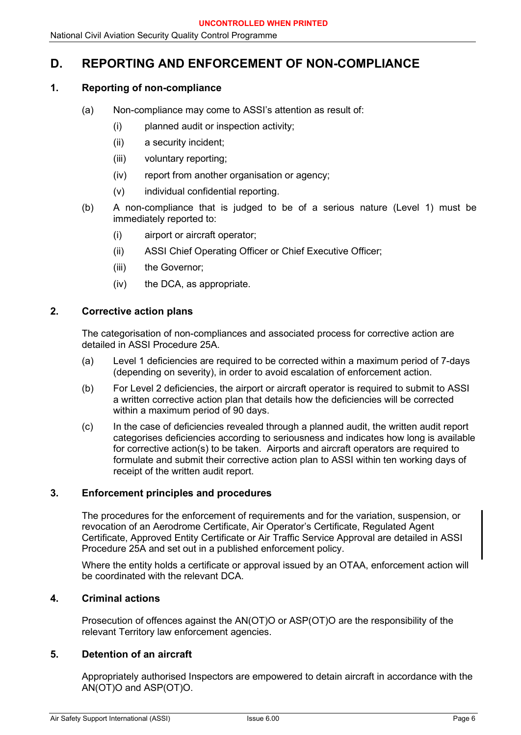## D. REPORTING AND ENFORCEMENT OF NON-COMPLIANCE

### 1. Reporting of non-compliance

(a) Non-compliance may come to ASSI's attention as result of:

- (i) planned audit or inspection activity;
- (ii) a security incident;
- (iii) voluntary reporting;
- (iv) report from another organisation or agency;
- (v) individual confidential reporting.

(b) A non-compliance that is judged to be of a serious nature (Level 1) must be immediately reported to:

- (i) airport or aircraft operator;
- (ii) ASSI Chief Operating Officer or Chief Executive Officer;
- (iii) the Governor;
- (iv) the DCA, as appropriate.

### 2. Corrective action plans

The categorisation of non-compliances and associated process for corrective action are detailed in ASSI Procedure 25A.

(a) Level 1 deficiencies are required to be corrected within a maximum period of 7-days (depending on severity), in order to avoid escalation of enforcement action.

(b) For Level 2 deficiencies, the airport or aircraft operator is required to submit to ASSI a written corrective action plan that details how the deficiencies will be corrected within a maximum period of 90 days.

(c) In the case of deficiencies revealed through a planned audit, the written audit report categorises deficiencies according to seriousness and indicates how long is available for corrective action(s) to be taken. Airports and aircraft operators are required to formulate and submit their corrective action plan to ASSI within ten working days of receipt of the written audit report.

### 3. Enforcement principles and procedures

The procedures for the enforcement of requirements and for the variation, suspension, or revocation of an Aerodrome Certificate, Air Operator's Certificate, Regulated Agent Certificate, Approved Entity Certificate or Air Traffic Service Approval are detailed in ASSI Procedure 25A and set out in a published enforcement policy.

Where the entity holds a certificate or approval issued by an OTAA, enforcement action will be coordinated with the relevant DCA.

### 4. Criminal actions

Prosecution of offences against the AN(OT)O or ASP(OT)O are the responsibility of the relevant Territory law enforcement agencies.

### 5. Detention of an aircraft

Appropriately authorised Inspectors are empowered to detain aircraft in accordance with the AN(OT)O and ASP(OT)O.